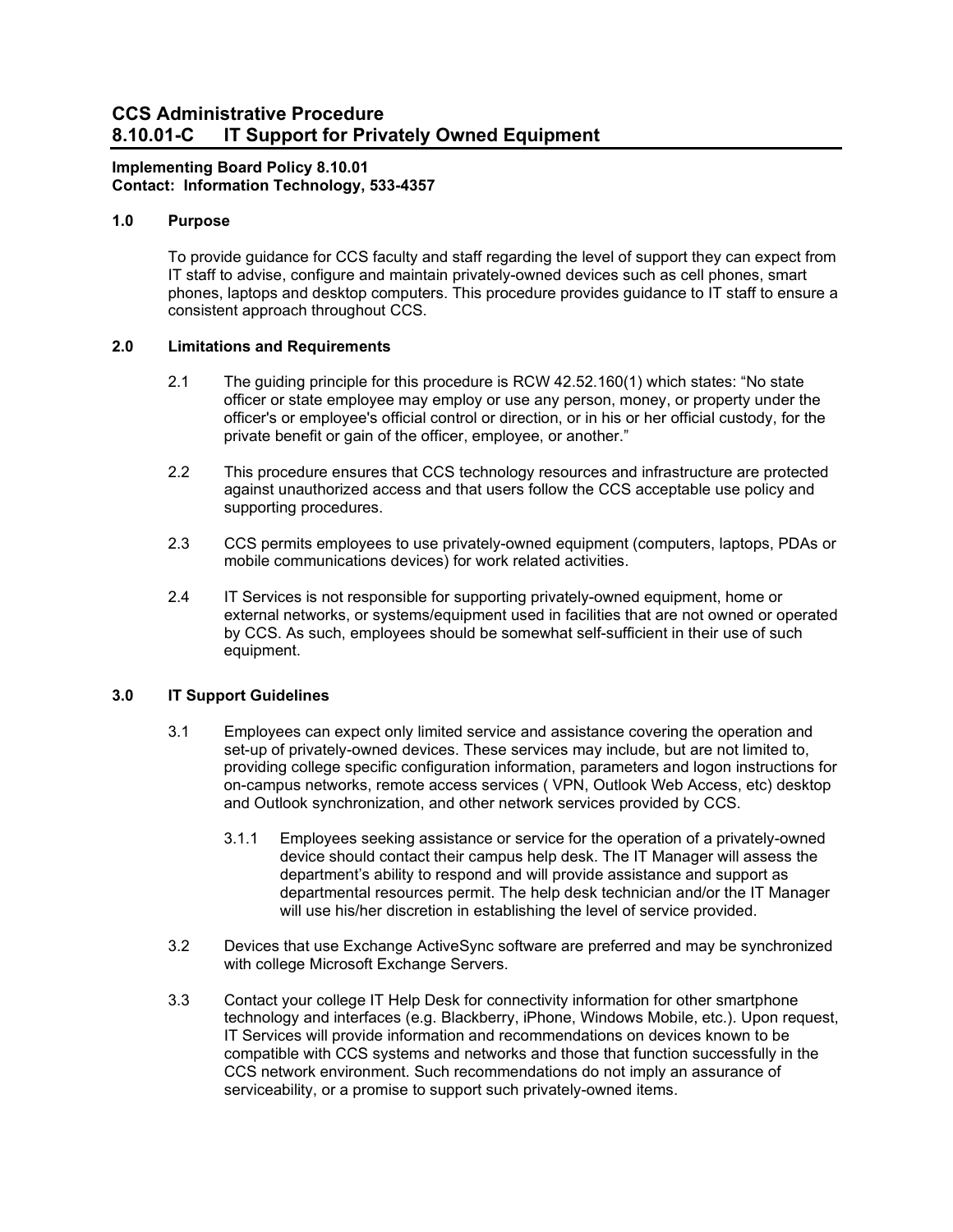# CCS Administrative Procedure
# 8.10.01-C IT Support for Privately Owned Equipment

**Implementing Board Policy 8.10.01**
**Contact: Information Technology, 533-4357**

## 1.0 Purpose

To provide guidance for CCS faculty and staff regarding the level of support they can expect from IT staff to advise, configure and maintain privately-owned devices such as cell phones, smart phones, laptops and desktop computers. This procedure provides guidance to IT staff to ensure a consistent approach throughout CCS.

## 2.0 Limitations and Requirements

2.1 The guiding principle for this procedure is RCW 42.52.160(1) which states: "No state officer or state employee may employ or use any person, money, or property under the officer's or employee's official control or direction, or in his or her official custody, for the private benefit or gain of the officer, employee, or another."

2.2 This procedure ensures that CCS technology resources and infrastructure are protected against unauthorized access and that users follow the CCS acceptable use policy and supporting procedures.

2.3 CCS permits employees to use privately-owned equipment (computers, laptops, PDAs or mobile communications devices) for work related activities.

2.4 IT Services is not responsible for supporting privately-owned equipment, home or external networks, or systems/equipment used in facilities that are not owned or operated by CCS. As such, employees should be somewhat self-sufficient in their use of such equipment.

## 3.0 IT Support Guidelines

3.1 Employees can expect only limited service and assistance covering the operation and set-up of privately-owned devices. These services may include, but are not limited to, providing college specific configuration information, parameters and logon instructions for on-campus networks, remote access services ( VPN, Outlook Web Access, etc) desktop and Outlook synchronization, and other network services provided by CCS.

> 3.1.1 Employees seeking assistance or service for the operation of a privately-owned device should contact their campus help desk. The IT Manager will assess the department's ability to respond and will provide assistance and support as departmental resources permit. The help desk technician and/or the IT Manager will use his/her discretion in establishing the level of service provided.

3.2 Devices that use Exchange ActiveSync software are preferred and may be synchronized with college Microsoft Exchange Servers.

3.3 Contact your college IT Help Desk for connectivity information for other smartphone technology and interfaces (e.g. Blackberry, iPhone, Windows Mobile, etc.). Upon request, IT Services will provide information and recommendations on devices known to be compatible with CCS systems and networks and those that function successfully in the CCS network environment. Such recommendations do not imply an assurance of serviceability, or a promise to support such privately-owned items.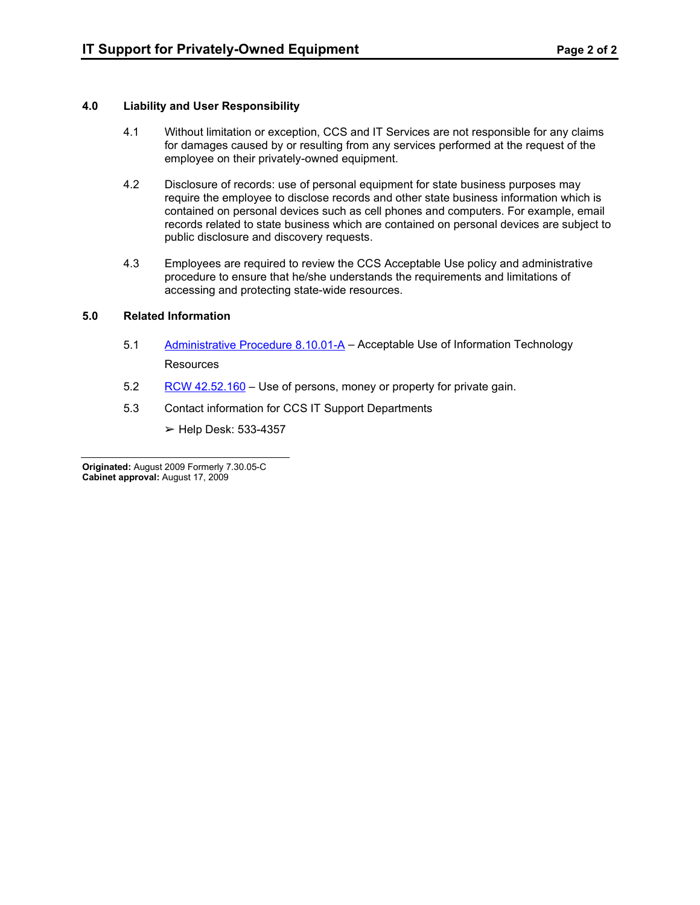## 4.0 Liability and User Responsibility

4.1 Without limitation or exception, CCS and IT Services are not responsible for any claims for damages caused by or resulting from any services performed at the request of the employee on their privately-owned equipment.

4.2 Disclosure of records: use of personal equipment for state business purposes may require the employee to disclose records and other state business information which is contained on personal devices such as cell phones and computers. For example, email records related to state business which are contained on personal devices are subject to public disclosure and discovery requests.

4.3 Employees are required to review the CCS Acceptable Use policy and administrative procedure to ensure that he/she understands the requirements and limitations of accessing and protecting state-wide resources.

## 5.0 Related Information

5.1 Administrative Procedure 8.10.01-A – Acceptable Use of Information Technology Resources

5.2 RCW 42.52.160 – Use of persons, money or property for private gain.

5.3 Contact information for CCS IT Support Departments

- Help Desk: 533-4357

---

**Originated:** August 2009 Formerly 7.30.05-C
**Cabinet approval:** August 17, 2009